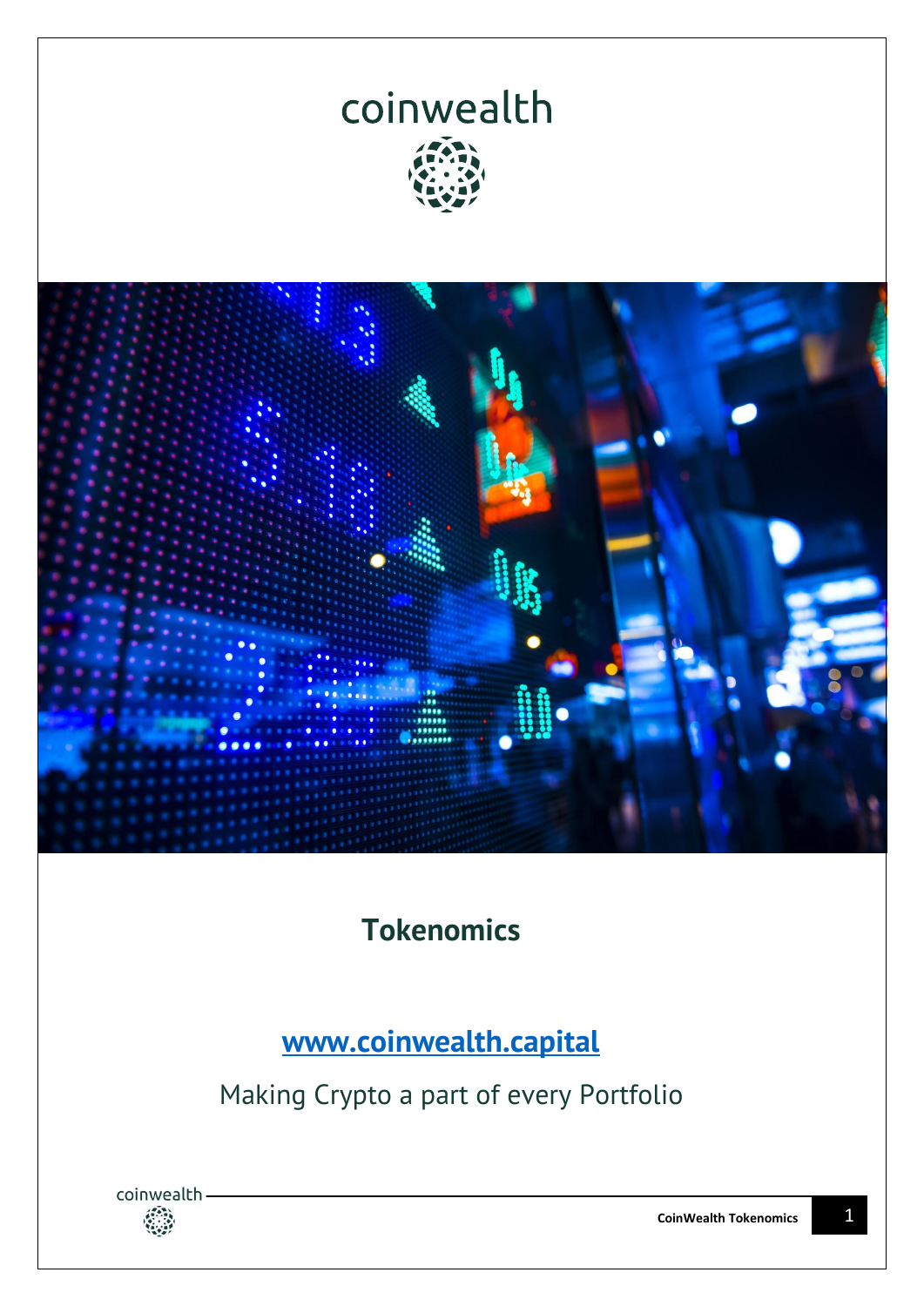coinwealth

# Tokenomics

[www.coinwealth.capital](http://www.coinwealth.capital)

Making Crypto a part of every Portfolio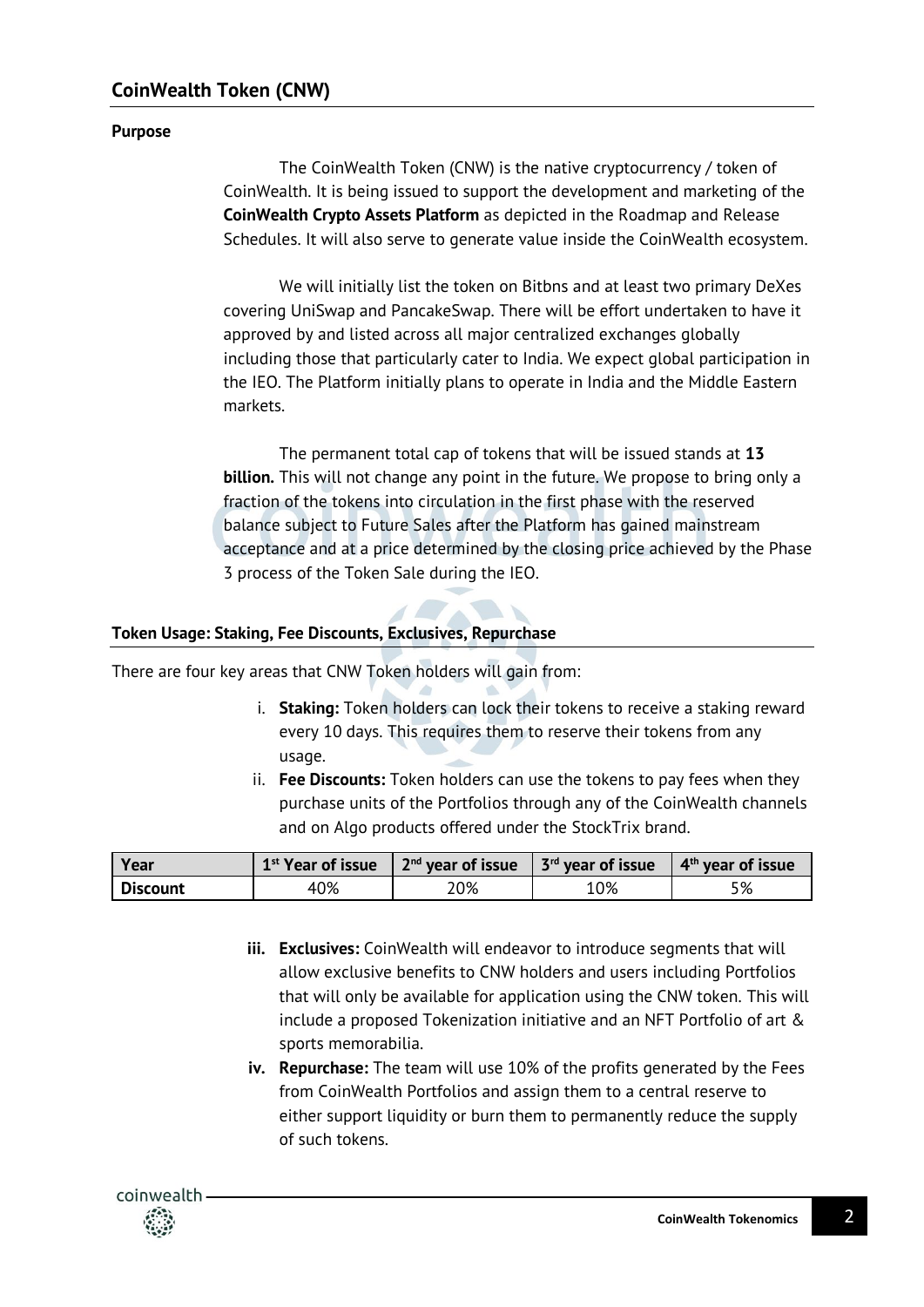## CoinWealth Token (CNW)

**Purpose**

The CoinWealth Token (CNW) is the native cryptocurrency / token of CoinWealth. It is being issued to support the development and marketing of the **CoinWealth Crypto Assets Platform** as depicted in the Roadmap and Release Schedules. It will also serve to generate value inside the CoinWealth ecosystem.

We will initially list the token on Bitbns and at least two primary DeXes covering UniSwap and PancakeSwap. There will be effort undertaken to have it approved by and listed across all major centralized exchanges globally including those that particularly cater to India. We expect global participation in the IEO. The Platform initially plans to operate in India and the Middle Eastern markets.

The permanent total cap of tokens that will be issued stands at **13 billion.** This will not change any point in the future. We propose to bring only a fraction of the tokens into circulation in the first phase with the reserved balance subject to Future Sales after the Platform has gained mainstream acceptance and at a price determined by the closing price achieved by the Phase 3 process of the Token Sale during the IEO.

**Token Usage: Staking, Fee Discounts, Exclusives, Repurchase**

There are four key areas that CNW Token holders will gain from:

i. **Staking:** Token holders can lock their tokens to receive a staking reward every 10 days. This requires them to reserve their tokens from any usage.

ii. **Fee Discounts:** Token holders can use the tokens to pay fees when they purchase units of the Portfolios through any of the CoinWealth channels and on Algo products offered under the StockTrix brand.

| Year | 1st Year of issue | 2nd year of issue | 3rd year of issue | 4th year of issue |
|---|---|---|---|---|
| **Discount** | 40% | 20% | 10% | 5% |

iii. **Exclusives:** CoinWealth will endeavor to introduce segments that will allow exclusive benefits to CNW holders and users including Portfolios that will only be available for application using the CNW token. This will include a proposed Tokenization initiative and an NFT Portfolio of art & sports memorabilia.

iv. **Repurchase:** The team will use 10% of the profits generated by the Fees from CoinWealth Portfolios and assign them to a central reserve to either support liquidity or burn them to permanently reduce the supply of such tokens.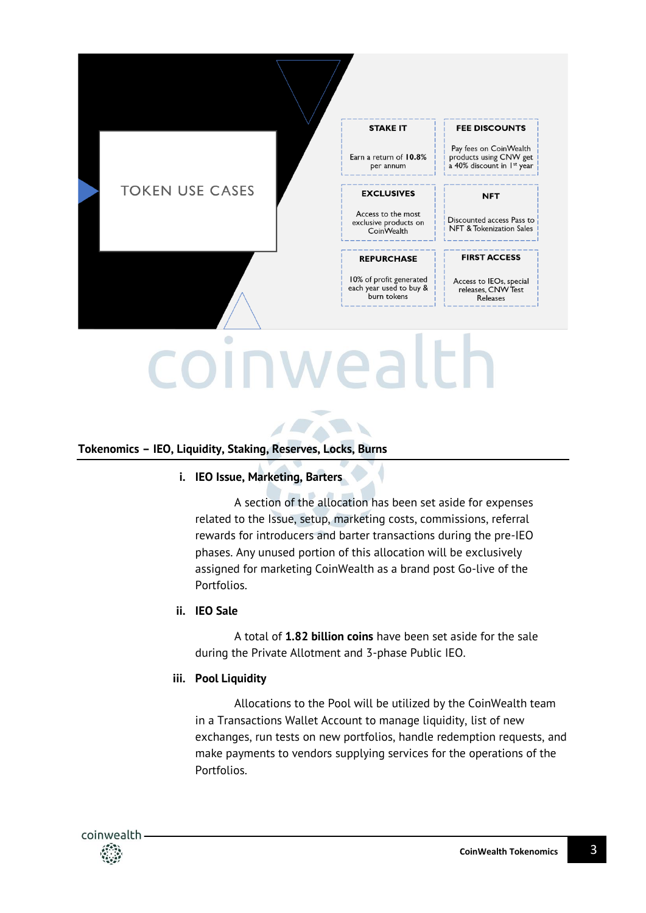## TOKEN USE CASES

| STAKE IT | FEE DISCOUNTS |
| --- | --- |
| Earn a return of **10.8%** per annum | Pay fees on CoinWealth products using CNW get a 40% discount in 1st year |

| EXCLUSIVES | NFT |
| --- | --- |
| Access to the most exclusive products on CoinWealth | Discounted access Pass to NFT & Tokenization Sales |

| REPURCHASE | FIRST ACCESS |
| --- | --- |
| 10% of profit generated each year used to buy & burn tokens | Access to IEOs, special releases, CNW Test Releases |

## Tokenomics – IEO, Liquidity, Staking, Reserves, Locks, Burns

### i. IEO Issue, Marketing, Barters

A section of the allocation has been set aside for expenses related to the Issue, setup, marketing costs, commissions, referral rewards for introducers and barter transactions during the pre-IEO phases. Any unused portion of this allocation will be exclusively assigned for marketing CoinWealth as a brand post Go-live of the Portfolios.

### ii. IEO Sale

A total of **1.82 billion coins** have been set aside for the sale during the Private Allotment and 3-phase Public IEO.

### iii. Pool Liquidity

Allocations to the Pool will be utilized by the CoinWealth team in a Transactions Wallet Account to manage liquidity, list of new exchanges, run tests on new portfolios, handle redemption requests, and make payments to vendors supplying services for the operations of the Portfolios.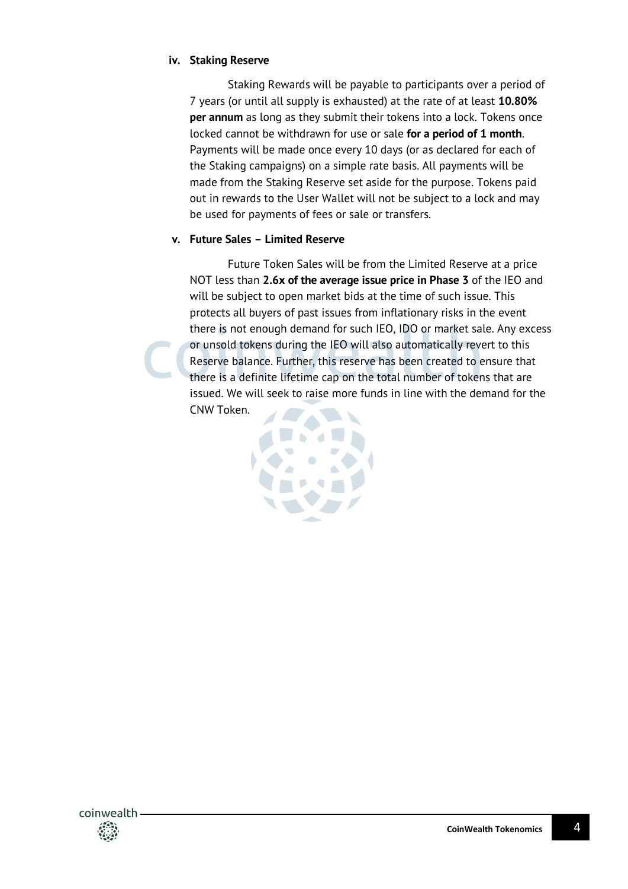#### iv. Staking Reserve

Staking Rewards will be payable to participants over a period of 7 years (or until all supply is exhausted) at the rate of at least **10.80% per annum** as long as they submit their tokens into a lock. Tokens once locked cannot be withdrawn for use or sale **for a period of 1 month**. Payments will be made once every 10 days (or as declared for each of the Staking campaigns) on a simple rate basis. All payments will be made from the Staking Reserve set aside for the purpose. Tokens paid out in rewards to the User Wallet will not be subject to a lock and may be used for payments of fees or sale or transfers.

#### v. Future Sales – Limited Reserve

Future Token Sales will be from the Limited Reserve at a price NOT less than **2.6x of the average issue price in Phase 3** of the IEO and will be subject to open market bids at the time of such issue. This protects all buyers of past issues from inflationary risks in the event there is not enough demand for such IEO, IDO or market sale. Any excess or unsold tokens during the IEO will also automatically revert to this Reserve balance. Further, this reserve has been created to ensure that there is a definite lifetime cap on the total number of tokens that are issued. We will seek to raise more funds in line with the demand for the CNW Token.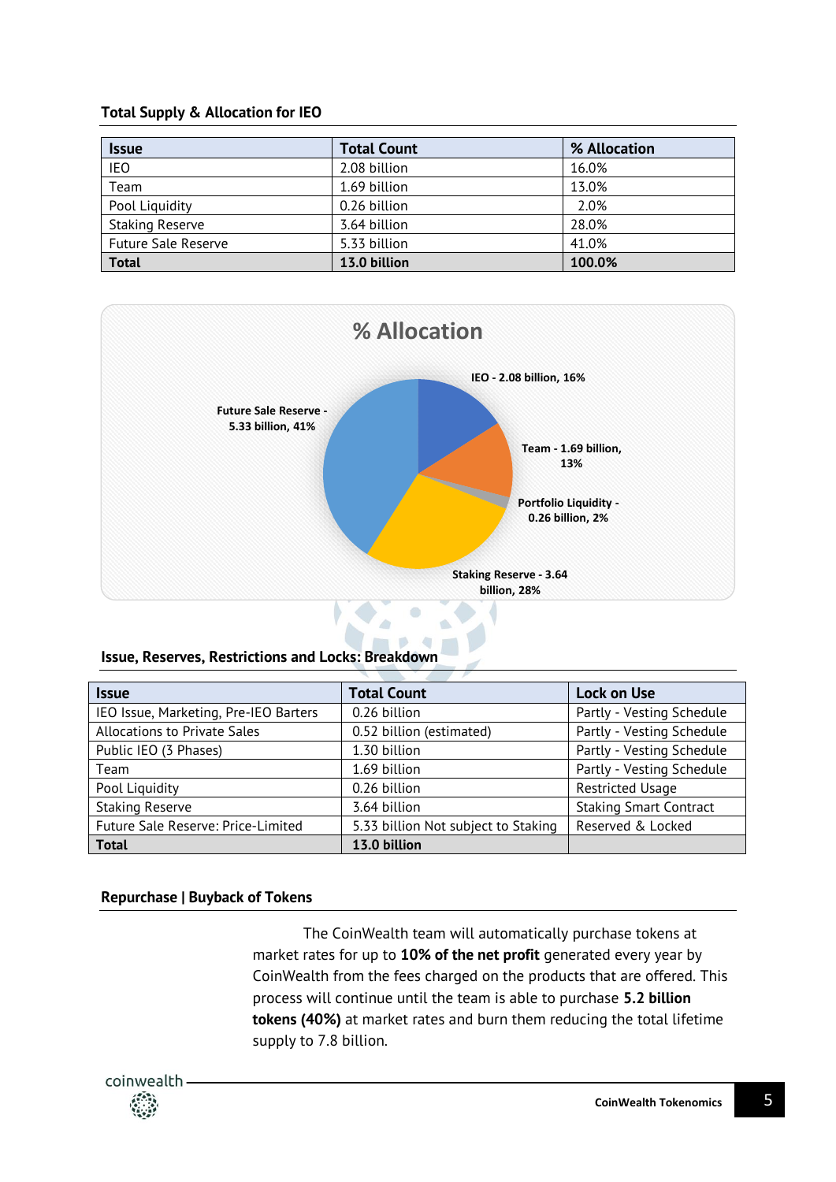### Total Supply & Allocation for IEO

| Issue | Total Count | % Allocation |
|---|---|---|
| IEO | 2.08 billion | 16.0% |
| Team | 1.69 billion | 13.0% |
| Pool Liquidity | 0.26 billion | 2.0% |
| Staking Reserve | 3.64 billion | 28.0% |
| Future Sale Reserve | 5.33 billion | 41.0% |
| **Total** | **13.0 billion** | **100.0%** |

**% Allocation**

- IEO - 2.08 billion, 16%
- Team - 1.69 billion, 13%
- Portfolio Liquidity - 0.26 billion, 2%
- Staking Reserve - 3.64 billion, 28%
- Future Sale Reserve - 5.33 billion, 41%

### Issue, Reserves, Restrictions and Locks: Breakdown

| Issue | Total Count | Lock on Use |
|---|---|---|
| IEO Issue, Marketing, Pre-IEO Barters | 0.26 billion | Partly - Vesting Schedule |
| Allocations to Private Sales | 0.52 billion (estimated) | Partly - Vesting Schedule |
| Public IEO (3 Phases) | 1.30 billion | Partly - Vesting Schedule |
| Team | 1.69 billion | Partly - Vesting Schedule |
| Pool Liquidity | 0.26 billion | Restricted Usage |
| Staking Reserve | 3.64 billion | Staking Smart Contract |
| Future Sale Reserve: Price-Limited | 5.33 billion Not subject to Staking | Reserved & Locked |
| **Total** | **13.0 billion** | |

### Repurchase | Buyback of Tokens

The CoinWealth team will automatically purchase tokens at market rates for up to **10% of the net profit** generated every year by CoinWealth from the fees charged on the products that are offered. This process will continue until the team is able to purchase **5.2 billion tokens (40%)** at market rates and burn them reducing the total lifetime supply to 7.8 billion.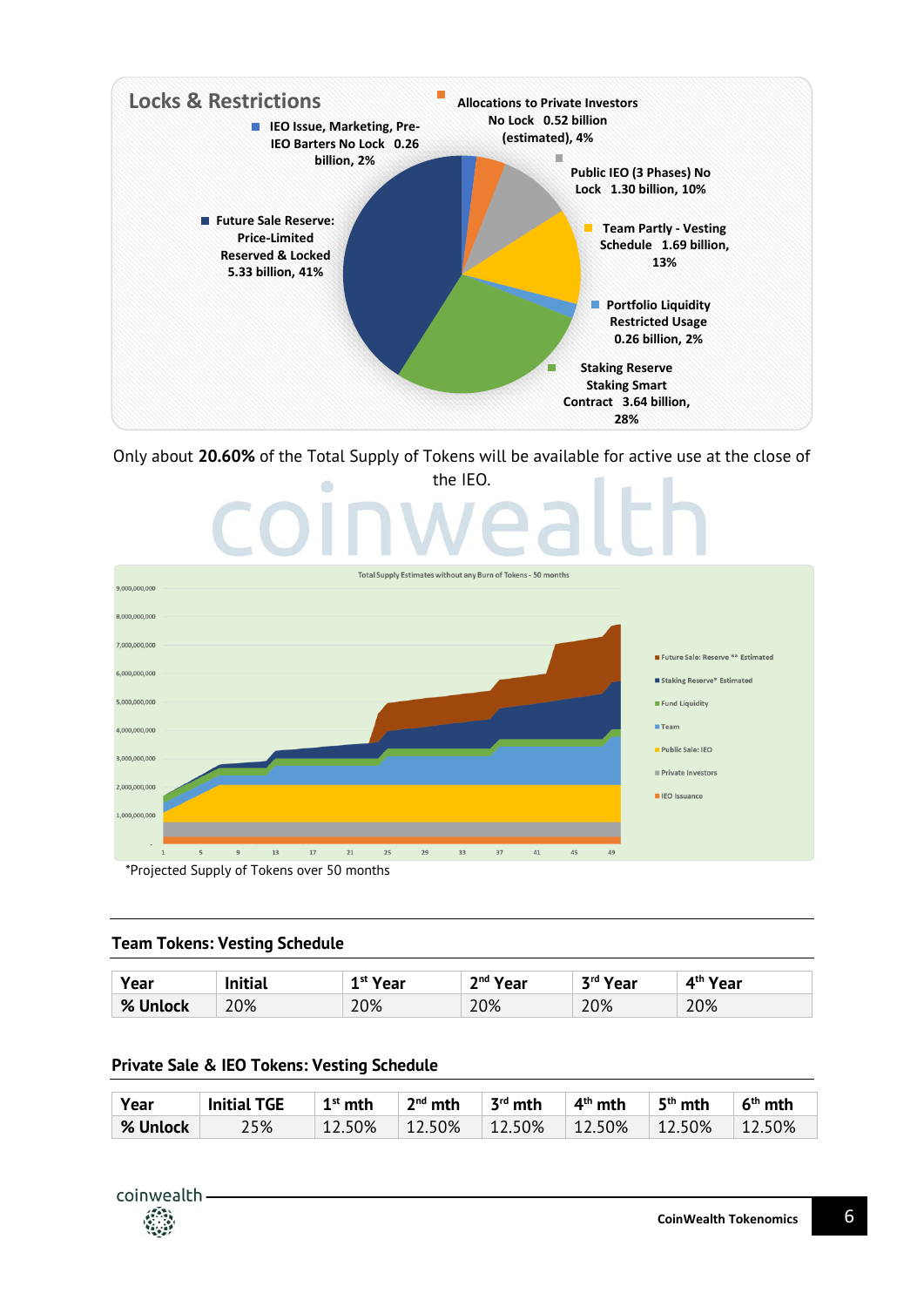## Locks & Restrictions

- Allocations to Private Investors No Lock 0.52 billion (estimated), 4%
- IEO Issue, Marketing, Pre-IEO Barters No Lock 0.26 billion, 2%
- Public IEO (3 Phases) No Lock 1.30 billion, 10%
- Team Partly - Vesting Schedule 1.69 billion, 13%
- Portfolio Liquidity Restricted Usage 0.26 billion, 2%
- Staking Reserve Staking Smart Contract 3.64 billion, 28%
- Future Sale Reserve: Price-Limited Reserved & Locked 5.33 billion, 41%

Only about **20.60%** of the Total Supply of Tokens will be available for active use at the close of the IEO.

Total Supply Estimates without any Burn of Tokens - 50 months

Legend: Future Sale: Reserve ** Estimated; Staking Reserve* Estimated; Fund Liquidity; Team; Public Sale: IEO; Private Investors; IEO Issuance

*Projected Supply of Tokens over 50 months

### Team Tokens: Vesting Schedule

| Year | Initial | 1st Year | 2nd Year | 3rd Year | 4th Year |
|---|---|---|---|---|---|
| % Unlock | 20% | 20% | 20% | 20% | 20% |

### Private Sale & IEO Tokens: Vesting Schedule

| Year | Initial TGE | 1st mth | 2nd mth | 3rd mth | 4th mth | 5th mth | 6th mth |
|---|---|---|---|---|---|---|---|
| % Unlock | 25% | 12.50% | 12.50% | 12.50% | 12.50% | 12.50% | 12.50% |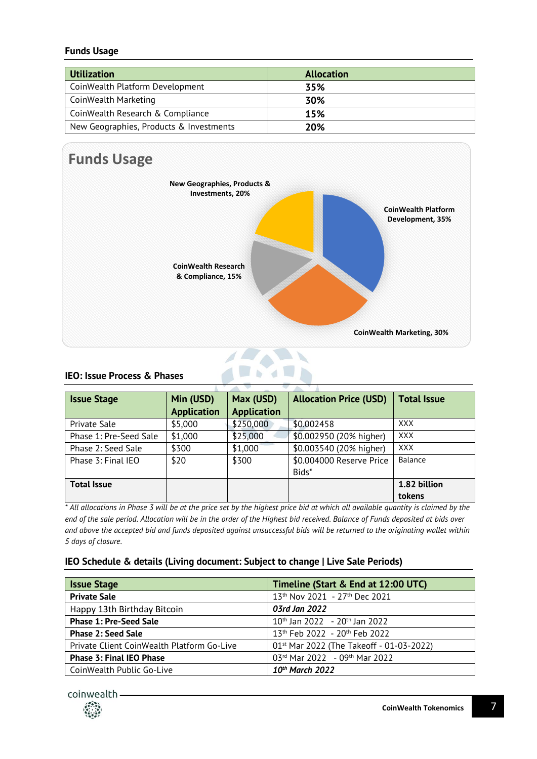### Funds Usage

| Utilization | Allocation |
| --- | --- |
| CoinWealth Platform Development | **35%** |
| CoinWealth Marketing | **30%** |
| CoinWealth Research & Compliance | **15%** |
| New Geographies, Products & Investments | **20%** |

**Funds Usage**

New Geographies, Products & Investments, 20%

CoinWealth Platform Development, 35%

CoinWealth Research & Compliance, 15%

CoinWealth Marketing, 30%

### IEO: Issue Process & Phases

| Issue Stage | Min (USD) Application | Max (USD) Application | Allocation Price (USD) | Total Issue |
| --- | --- | --- | --- | --- |
| Private Sale | $5,000 | $250,000 | $0.002458 | XXX |
| Phase 1: Pre-Seed Sale | $1,000 | $25,000 | $0.002950 (20% higher) | XXX |
| Phase 2: Seed Sale | $300 | $1,000 | $0.003540 (20% higher) | XXX |
| Phase 3: Final IEO | $20 | $300 | $0.004000 Reserve Price Bids* | Balance |
| **Total Issue** | | | | **1.82 billion tokens** |

*\* All allocations in Phase 3 will be at the price set by the highest price bid at which all available quantity is claimed by the end of the sale period. Allocation will be in the order of the Highest bid received. Balance of Funds deposited at bids over and above the accepted bid and funds deposited against unsuccessful bids will be returned to the originating wallet within 5 days of closure.*

### IEO Schedule & details (Living document: Subject to change | Live Sale Periods)

| Issue Stage | Timeline (Start & End at 12:00 UTC) |
| --- | --- |
| **Private Sale** | 13th Nov 2021 - 27th Dec 2021 |
| Happy 13th Birthday Bitcoin | ***03rd Jan 2022*** |
| **Phase 1: Pre-Seed Sale** | 10th Jan 2022 - 20th Jan 2022 |
| **Phase 2: Seed Sale** | 13th Feb 2022 - 20th Feb 2022 |
| Private Client CoinWealth Platform Go-Live | 01st Mar 2022 (The Takeoff - 01-03-2022) |
| **Phase 3: Final IEO Phase** | 03rd Mar 2022 - 09th Mar 2022 |
| CoinWealth Public Go-Live | ***10th March 2022*** |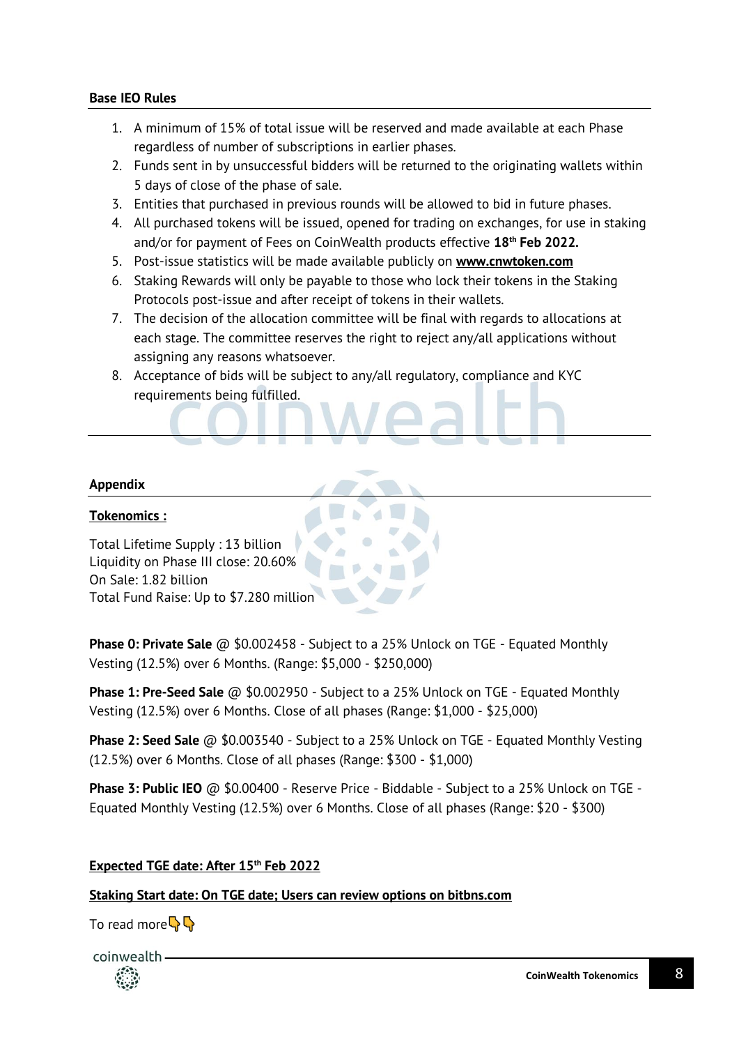**Base IEO Rules**

1. A minimum of 15% of total issue will be reserved and made available at each Phase regardless of number of subscriptions in earlier phases.
2. Funds sent in by unsuccessful bidders will be returned to the originating wallets within 5 days of close of the phase of sale.
3. Entities that purchased in previous rounds will be allowed to bid in future phases.
4. All purchased tokens will be issued, opened for trading on exchanges, for use in staking and/or for payment of Fees on CoinWealth products effective **18th Feb 2022.**
5. Post-issue statistics will be made available publicly on **www.cnwtoken.com**
6. Staking Rewards will only be payable to those who lock their tokens in the Staking Protocols post-issue and after receipt of tokens in their wallets.
7. The decision of the allocation committee will be final with regards to allocations at each stage. The committee reserves the right to reject any/all applications without assigning any reasons whatsoever.
8. Acceptance of bids will be subject to any/all regulatory, compliance and KYC requirements being fulfilled.

**Appendix**

**Tokenomics :**

Total Lifetime Supply : 13 billion
Liquidity on Phase III close: 20.60%
On Sale: 1.82 billion
Total Fund Raise: Up to $7.280 million

**Phase 0: Private Sale** @ $0.002458 - Subject to a 25% Unlock on TGE - Equated Monthly Vesting (12.5%) over 6 Months. (Range: $5,000 - $250,000)

**Phase 1: Pre-Seed Sale** @ $0.002950 - Subject to a 25% Unlock on TGE - Equated Monthly Vesting (12.5%) over 6 Months. Close of all phases (Range: $1,000 - $25,000)

**Phase 2: Seed Sale** @ $0.003540 - Subject to a 25% Unlock on TGE - Equated Monthly Vesting (12.5%) over 6 Months. Close of all phases (Range: $300 - $1,000)

**Phase 3: Public IEO** @ $0.00400 - Reserve Price - Biddable - Subject to a 25% Unlock on TGE - Equated Monthly Vesting (12.5%) over 6 Months. Close of all phases (Range: $20 - $300)

**Expected TGE date: After 15th Feb 2022**

**Staking Start date: On TGE date; Users can review options on bitbns.com**

To read more👇👇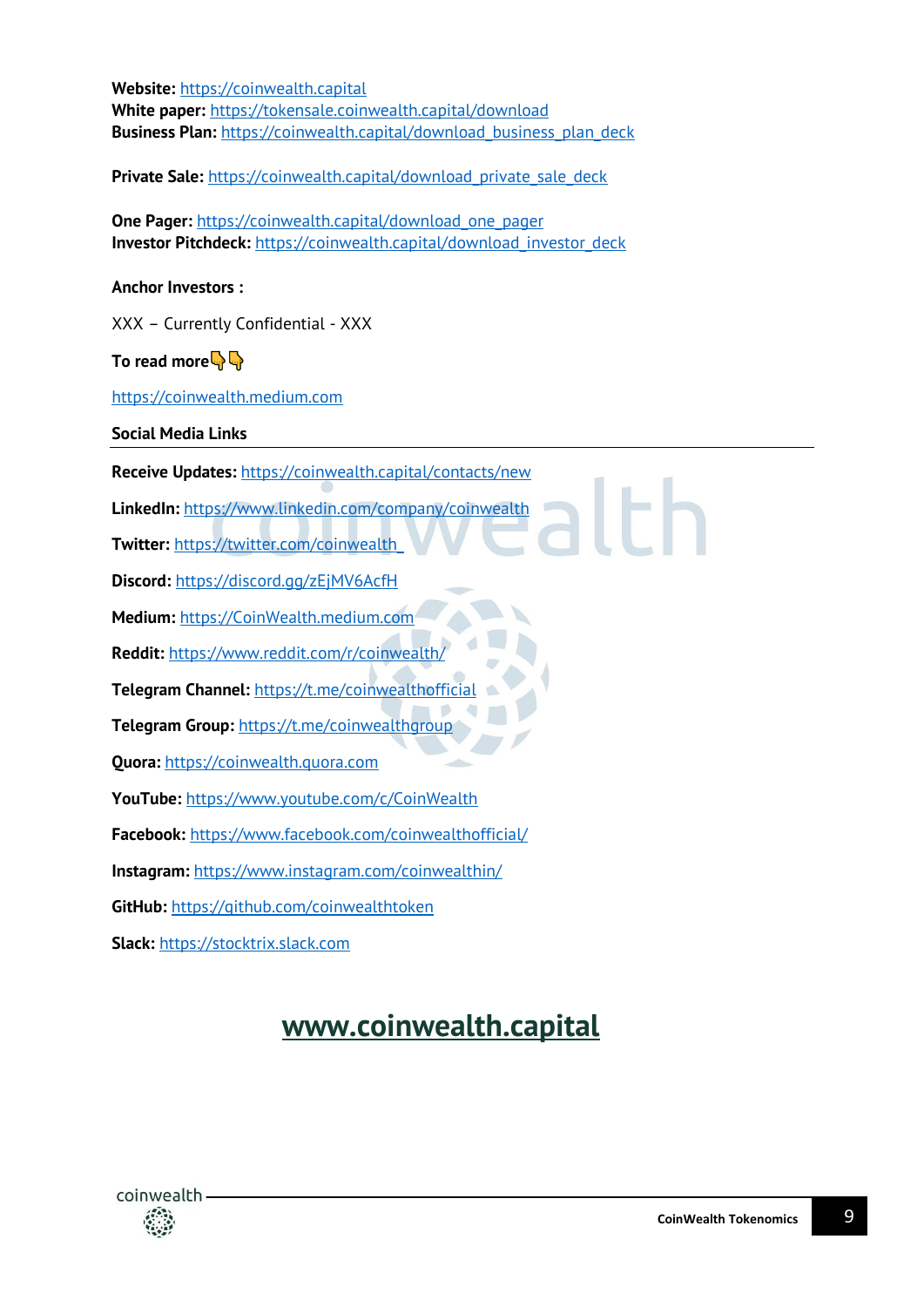**Website:** https://coinwealth.capital
**White paper:** https://tokensale.coinwealth.capital/download
**Business Plan:** https://coinwealth.capital/download_business_plan_deck

**Private Sale:** https://coinwealth.capital/download_private_sale_deck

**One Pager:** https://coinwealth.capital/download_one_pager
**Investor Pitchdeck:** https://coinwealth.capital/download_investor_deck

**Anchor Investors :**

XXX – Currently Confidential - XXX

**To read more**👇👇

https://coinwealth.medium.com

**Social Media Links**

---

**Receive Updates:** https://coinwealth.capital/contacts/new

**LinkedIn:** https://www.linkedin.com/company/coinwealth

**Twitter:** https://twitter.com/coinwealth_

**Discord:** https://discord.gg/zEjMV6AcfH

**Medium:** https://CoinWealth.medium.com

**Reddit:** https://www.reddit.com/r/coinwealth/

**Telegram Channel:** https://t.me/coinwealthofficial

**Telegram Group:** https://t.me/coinwealthgroup

**Quora:** https://coinwealth.quora.com

**YouTube:** https://www.youtube.com/c/CoinWealth

**Facebook:** https://www.facebook.com/coinwealthofficial/

**Instagram:** https://www.instagram.com/coinwealthin/

**GitHub:** https://github.com/coinwealthtoken

**Slack:** https://stocktrix.slack.com

## www.coinwealth.capital